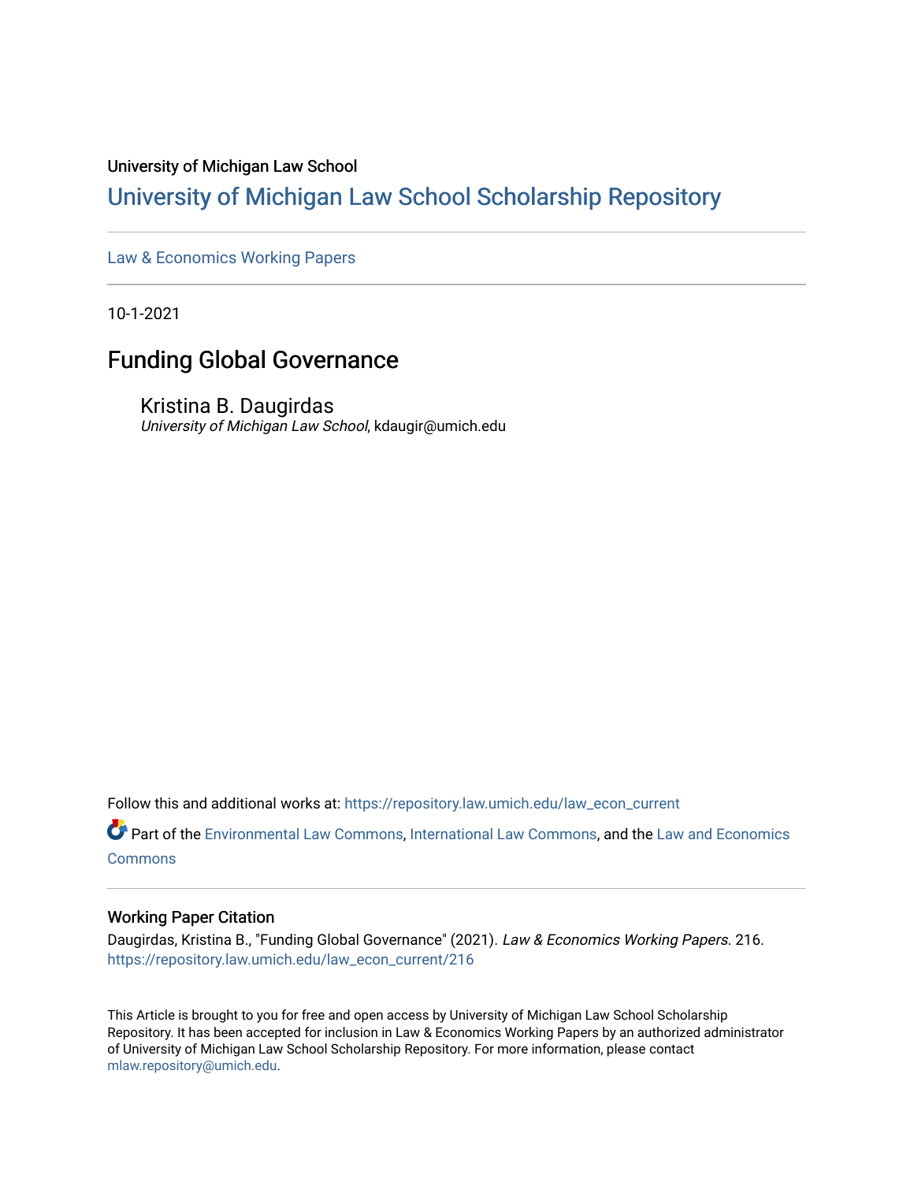University of Michigan Law School

# University of Michigan Law School Scholarship Repository

Law & Economics Working Papers

10-1-2021

## Funding Global Governance

Kristina B. Daugirdas
*University of Michigan Law School*, kdaugir@umich.edu

Follow this and additional works at: https://repository.law.umich.edu/law_econ_current

Part of the Environmental Law Commons, International Law Commons, and the Law and Economics Commons

### Working Paper Citation

Daugirdas, Kristina B., "Funding Global Governance" (2021). *Law & Economics Working Papers*. 216.
https://repository.law.umich.edu/law_econ_current/216

This Article is brought to you for free and open access by University of Michigan Law School Scholarship Repository. It has been accepted for inclusion in Law & Economics Working Papers by an authorized administrator of University of Michigan Law School Scholarship Repository. For more information, please contact mlaw.repository@umich.edu.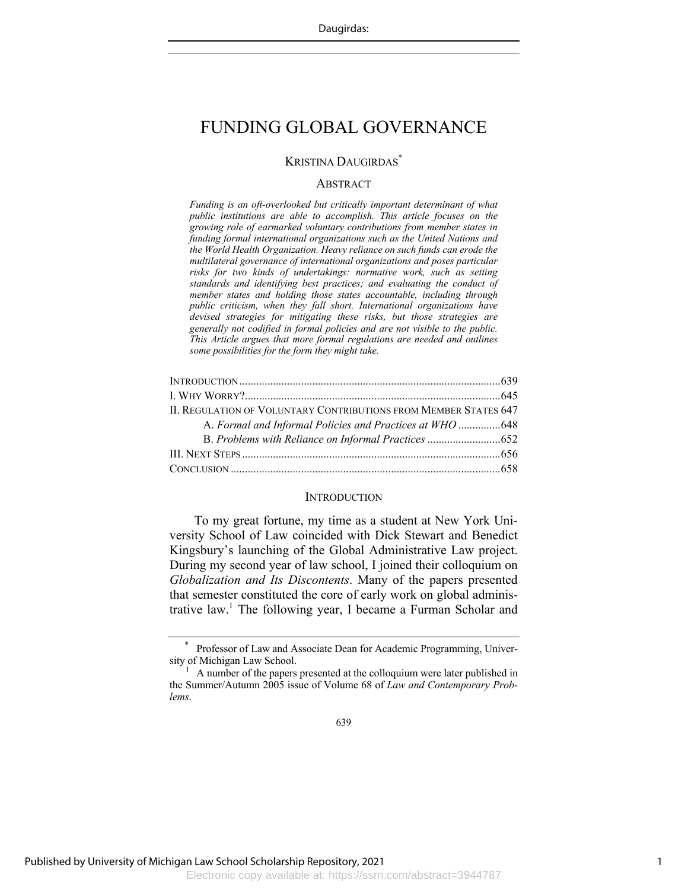# FUNDING GLOBAL GOVERNANCE

KRISTINA DAUGIRDAS[*]

### ABSTRACT

*Funding is an oft-overlooked but critically important determinant of what public institutions are able to accomplish. This article focuses on the growing role of earmarked voluntary contributions from member states in funding formal international organizations such as the United Nations and the World Health Organization. Heavy reliance on such funds can erode the multilateral governance of international organizations and poses particular risks for two kinds of undertakings: normative work, such as setting standards and identifying best practices; and evaluating the conduct of member states and holding those states accountable, including through public criticism, when they fall short. International organizations have devised strategies for mitigating these risks, but those strategies are generally not codified in formal policies and are not visible to the public. This Article argues that more formal regulations are needed and outlines some possibilities for the form they might take.*

| | |
|---|---|
| INTRODUCTION | 639 |
| I. WHY WORRY? | 645 |
| II. REGULATION OF VOLUNTARY CONTRIBUTIONS FROM MEMBER STATES | 647 |
| A. *Formal and Informal Policies and Practices at WHO* | 648 |
| B. *Problems with Reliance on Informal Practices* | 652 |
| III. NEXT STEPS | 656 |
| CONCLUSION | 658 |

### INTRODUCTION

To my great fortune, my time as a student at New York University School of Law coincided with Dick Stewart and Benedict Kingsbury's launching of the Global Administrative Law project. During my second year of law school, I joined their colloquium on *Globalization and Its Discontents*. Many of the papers presented that semester constituted the core of early work on global administrative law.[1] The following year, I became a Furman Scholar and

---

[*] Professor of Law and Associate Dean for Academic Programming, University of Michigan Law School.

[1] A number of the papers presented at the colloquium were later published in the Summer/Autumn 2005 issue of Volume 68 of *Law and Contemporary Problems*.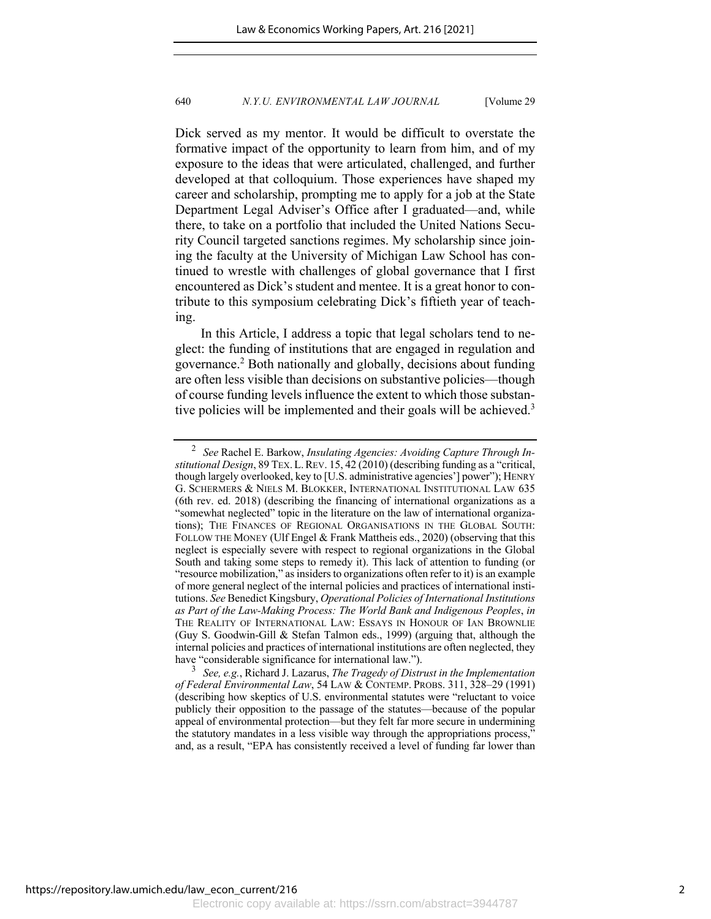Dick served as my mentor. It would be difficult to overstate the formative impact of the opportunity to learn from him, and of my exposure to the ideas that were articulated, challenged, and further developed at that colloquium. Those experiences have shaped my career and scholarship, prompting me to apply for a job at the State Department Legal Adviser's Office after I graduated—and, while there, to take on a portfolio that included the United Nations Security Council targeted sanctions regimes. My scholarship since joining the faculty at the University of Michigan Law School has continued to wrestle with challenges of global governance that I first encountered as Dick's student and mentee. It is a great honor to contribute to this symposium celebrating Dick's fiftieth year of teaching.

In this Article, I address a topic that legal scholars tend to neglect: the funding of institutions that are engaged in regulation and governance.[2] Both nationally and globally, decisions about funding are often less visible than decisions on substantive policies—though of course funding levels influence the extent to which those substantive policies will be implemented and their goals will be achieved.[3]

---

[2] *See* Rachel E. Barkow, *Insulating Agencies: Avoiding Capture Through Institutional Design*, 89 TEX. L. REV. 15, 42 (2010) (describing funding as a "critical, though largely overlooked, key to [U.S. administrative agencies'] power"); HENRY G. SCHERMERS & NIELS M. BLOKKER, INTERNATIONAL INSTITUTIONAL LAW 635 (6th rev. ed. 2018) (describing the financing of international organizations as a "somewhat neglected" topic in the literature on the law of international organizations); THE FINANCES OF REGIONAL ORGANISATIONS IN THE GLOBAL SOUTH: FOLLOW THE MONEY (Ulf Engel & Frank Mattheis eds., 2020) (observing that this neglect is especially severe with respect to regional organizations in the Global South and taking some steps to remedy it). This lack of attention to funding (or "resource mobilization," as insiders to organizations often refer to it) is an example of more general neglect of the internal policies and practices of international institutions. *See* Benedict Kingsbury, *Operational Policies of International Institutions as Part of the Law-Making Process: The World Bank and Indigenous Peoples*, *in* THE REALITY OF INTERNATIONAL LAW: ESSAYS IN HONOUR OF IAN BROWNLIE (Guy S. Goodwin-Gill & Stefan Talmon eds., 1999) (arguing that, although the internal policies and practices of international institutions are often neglected, they have "considerable significance for international law.").

[3] *See, e.g.*, Richard J. Lazarus, *The Tragedy of Distrust in the Implementation of Federal Environmental Law*, 54 LAW & CONTEMP. PROBS. 311, 328–29 (1991) (describing how skeptics of U.S. environmental statutes were "reluctant to voice publicly their opposition to the passage of the statutes—because of the popular appeal of environmental protection—but they felt far more secure in undermining the statutory mandates in a less visible way through the appropriations process," and, as a result, "EPA has consistently received a level of funding far lower than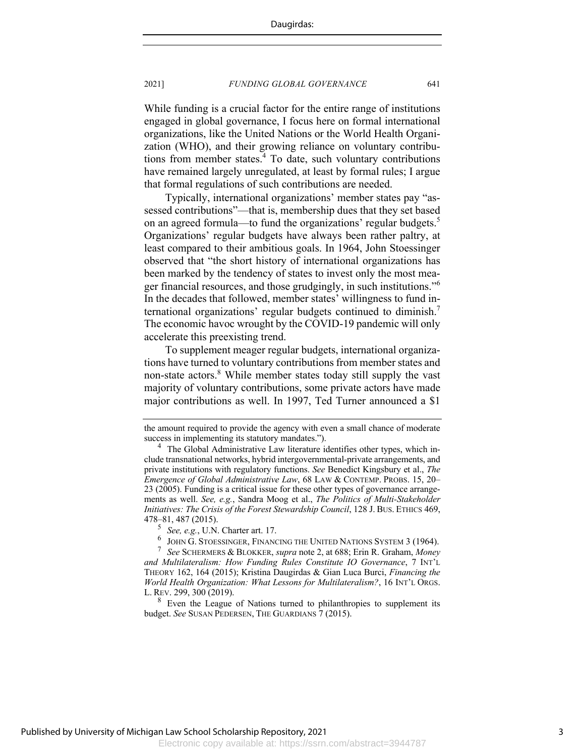While funding is a crucial factor for the entire range of institutions engaged in global governance, I focus here on formal international organizations, like the United Nations or the World Health Organization (WHO), and their growing reliance on voluntary contributions from member states.[4] To date, such voluntary contributions have remained largely unregulated, at least by formal rules; I argue that formal regulations of such contributions are needed.

Typically, international organizations' member states pay "assessed contributions"—that is, membership dues that they set based on an agreed formula—to fund the organizations' regular budgets.[5] Organizations' regular budgets have always been rather paltry, at least compared to their ambitious goals. In 1964, John Stoessinger observed that "the short history of international organizations has been marked by the tendency of states to invest only the most meager financial resources, and those grudgingly, in such institutions."[6] In the decades that followed, member states' willingness to fund international organizations' regular budgets continued to diminish.[7] The economic havoc wrought by the COVID-19 pandemic will only accelerate this preexisting trend.

To supplement meager regular budgets, international organizations have turned to voluntary contributions from member states and non-state actors.[8] While member states today still supply the vast majority of voluntary contributions, some private actors have made major contributions as well. In 1997, Ted Turner announced a $1

---

the amount required to provide the agency with even a small chance of moderate success in implementing its statutory mandates.").

[4] The Global Administrative Law literature identifies other types, which include transnational networks, hybrid intergovernmental-private arrangements, and private institutions with regulatory functions. *See* Benedict Kingsbury et al., *The Emergence of Global Administrative Law*, 68 LAW & CONTEMP. PROBS. 15, 20–23 (2005). Funding is a critical issue for these other types of governance arrangements as well. *See, e.g.*, Sandra Moog et al., *The Politics of Multi-Stakeholder Initiatives: The Crisis of the Forest Stewardship Council*, 128 J. BUS. ETHICS 469, 478–81, 487 (2015).

[5] *See, e.g.*, U.N. Charter art. 17.

[6] JOHN G. STOESSINGER, FINANCING THE UNITED NATIONS SYSTEM 3 (1964).

[7] *See* SCHERMERS & BLOKKER, *supra* note 2, at 688; Erin R. Graham, *Money and Multilateralism: How Funding Rules Constitute IO Governance*, 7 INT'L THEORY 162, 164 (2015); Kristina Daugirdas & Gian Luca Burci, *Financing the World Health Organization: What Lessons for Multilateralism?*, 16 INT'L ORGS. L. REV. 299, 300 (2019).

[8] Even the League of Nations turned to philanthropies to supplement its budget. *See* SUSAN PEDERSEN, THE GUARDIANS 7 (2015).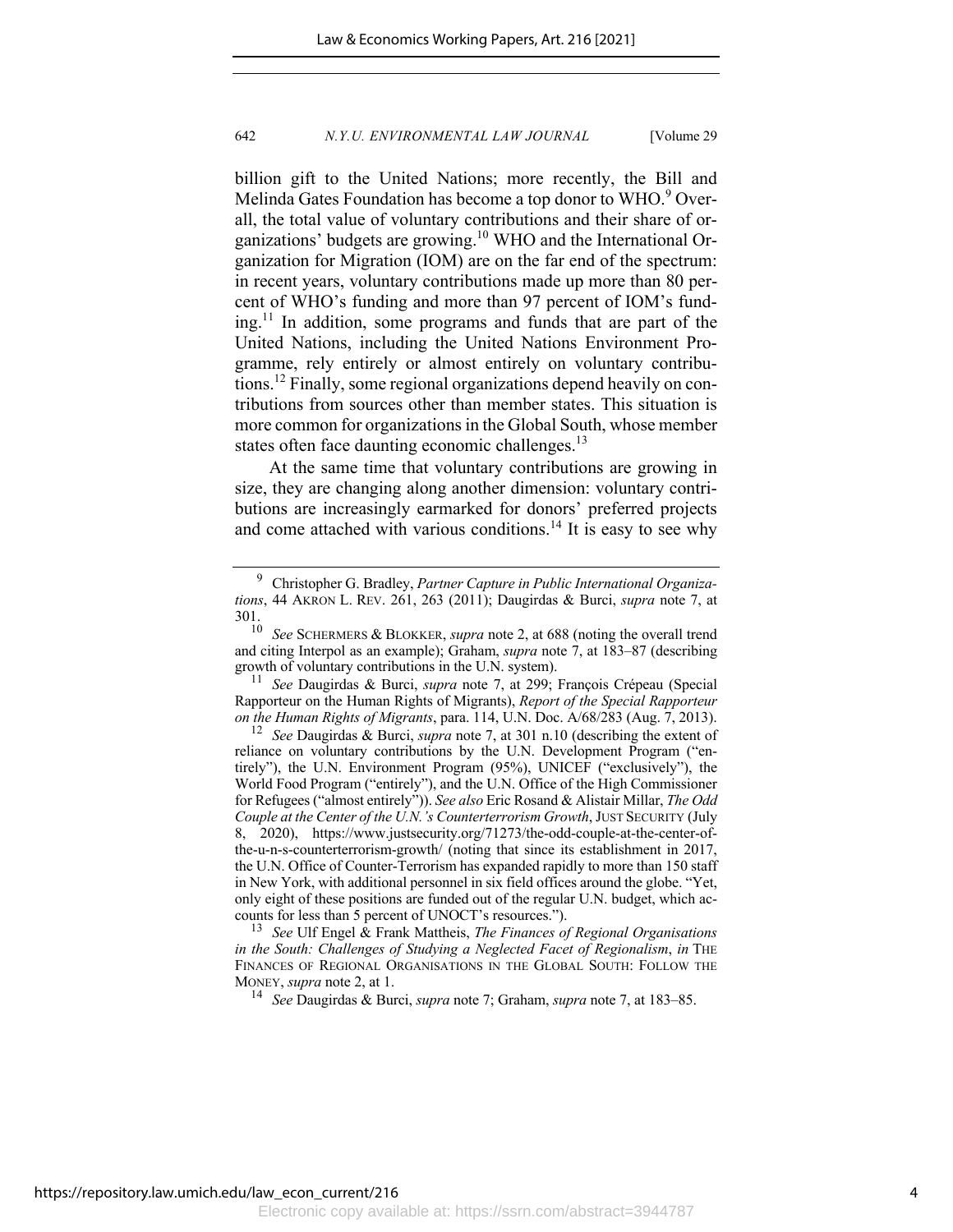billion gift to the United Nations; more recently, the Bill and Melinda Gates Foundation has become a top donor to WHO.[9] Overall, the total value of voluntary contributions and their share of organizations' budgets are growing.[10] WHO and the International Organization for Migration (IOM) are on the far end of the spectrum: in recent years, voluntary contributions made up more than 80 percent of WHO's funding and more than 97 percent of IOM's funding.[11] In addition, some programs and funds that are part of the United Nations, including the United Nations Environment Programme, rely entirely or almost entirely on voluntary contributions.[12] Finally, some regional organizations depend heavily on contributions from sources other than member states. This situation is more common for organizations in the Global South, whose member states often face daunting economic challenges.[13]

At the same time that voluntary contributions are growing in size, they are changing along another dimension: voluntary contributions are increasingly earmarked for donors' preferred projects and come attached with various conditions.[14] It is easy to see why

---

[9] Christopher G. Bradley, *Partner Capture in Public International Organizations*, 44 AKRON L. REV. 261, 263 (2011); Daugirdas & Burci, *supra* note 7, at 301.

[10] *See* SCHERMERS & BLOKKER, *supra* note 2, at 688 (noting the overall trend and citing Interpol as an example); Graham, *supra* note 7, at 183–87 (describing growth of voluntary contributions in the U.N. system).

[11] *See* Daugirdas & Burci, *supra* note 7, at 299; François Crépeau (Special Rapporteur on the Human Rights of Migrants), *Report of the Special Rapporteur on the Human Rights of Migrants*, para. 114, U.N. Doc. A/68/283 (Aug. 7, 2013).

[12] *See* Daugirdas & Burci, *supra* note 7, at 301 n.10 (describing the extent of reliance on voluntary contributions by the U.N. Development Program ("entirely"), the U.N. Environment Program (95%), UNICEF ("exclusively"), the World Food Program ("entirely"), and the U.N. Office of the High Commissioner for Refugees ("almost entirely")). *See also* Eric Rosand & Alistair Millar, *The Odd Couple at the Center of the U.N.'s Counterterrorism Growth*, JUST SECURITY (July 8, 2020), https://www.justsecurity.org/71273/the-odd-couple-at-the-center-of-the-u-n-s-counterterrorism-growth/ (noting that since its establishment in 2017, the U.N. Office of Counter-Terrorism has expanded rapidly to more than 150 staff in New York, with additional personnel in six field offices around the globe. "Yet, only eight of these positions are funded out of the regular U.N. budget, which accounts for less than 5 percent of UNOCT's resources.").

[13] *See* Ulf Engel & Frank Mattheis, *The Finances of Regional Organisations in the South: Challenges of Studying a Neglected Facet of Regionalism*, *in* THE FINANCES OF REGIONAL ORGANISATIONS IN THE GLOBAL SOUTH: FOLLOW THE MONEY, *supra* note 2, at 1.

[14] *See* Daugirdas & Burci, *supra* note 7; Graham, *supra* note 7, at 183–85.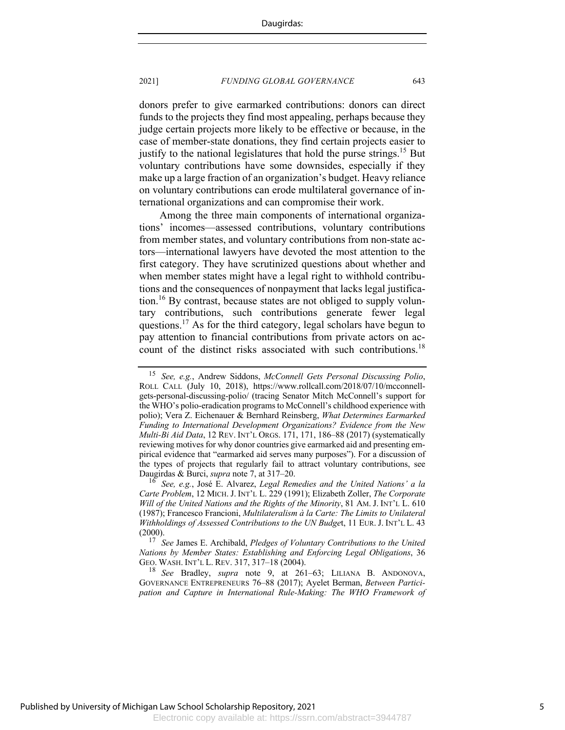donors prefer to give earmarked contributions: donors can direct funds to the projects they find most appealing, perhaps because they judge certain projects more likely to be effective or because, in the case of member-state donations, they find certain projects easier to justify to the national legislatures that hold the purse strings.[15] But voluntary contributions have some downsides, especially if they make up a large fraction of an organization's budget. Heavy reliance on voluntary contributions can erode multilateral governance of international organizations and can compromise their work.

Among the three main components of international organizations' incomes—assessed contributions, voluntary contributions from member states, and voluntary contributions from non-state actors—international lawyers have devoted the most attention to the first category. They have scrutinized questions about whether and when member states might have a legal right to withhold contributions and the consequences of nonpayment that lacks legal justification.[16] By contrast, because states are not obliged to supply voluntary contributions, such contributions generate fewer legal questions.[17] As for the third category, legal scholars have begun to pay attention to financial contributions from private actors on account of the distinct risks associated with such contributions.[18]

---

[15] *See, e.g.*, Andrew Siddons, *McConnell Gets Personal Discussing Polio*, ROLL CALL (July 10, 2018), https://www.rollcall.com/2018/07/10/mcconnell-gets-personal-discussing-polio/ (tracing Senator Mitch McConnell's support for the WHO's polio-eradication programs to McConnell's childhood experience with polio); Vera Z. Eichenauer & Bernhard Reinsberg, *What Determines Earmarked Funding to International Development Organizations? Evidence from the New Multi-Bi Aid Data*, 12 REV. INT'L ORGS. 171, 171, 186–88 (2017) (systematically reviewing motives for why donor countries give earmarked aid and presenting empirical evidence that "earmarked aid serves many purposes"). For a discussion of the types of projects that regularly fail to attract voluntary contributions, see Daugirdas & Burci, *supra* note 7, at 317–20.

[16] *See, e.g.*, José E. Alvarez, *Legal Remedies and the United Nations' a la Carte Problem*, 12 MICH. J. INT'L L. 229 (1991); Elizabeth Zoller, *The Corporate Will of the United Nations and the Rights of the Minority*, 81 AM. J. INT'L L. 610 (1987); Francesco Francioni, *Multilateralism à la Carte: The Limits to Unilateral Withholdings of Assessed Contributions to the UN Budget*, 11 EUR. J. INT'L L. 43 (2000).

[17] *See* James E. Archibald, *Pledges of Voluntary Contributions to the United Nations by Member States: Establishing and Enforcing Legal Obligations*, 36 GEO. WASH. INT'L L. REV. 317, 317–18 (2004).

[18] *See* Bradley, *supra* note 9, at 261–63; LILIANA B. ANDONOVA, GOVERNANCE ENTREPRENEURS 76–88 (2017); Ayelet Berman, *Between Participation and Capture in International Rule-Making: The WHO Framework of*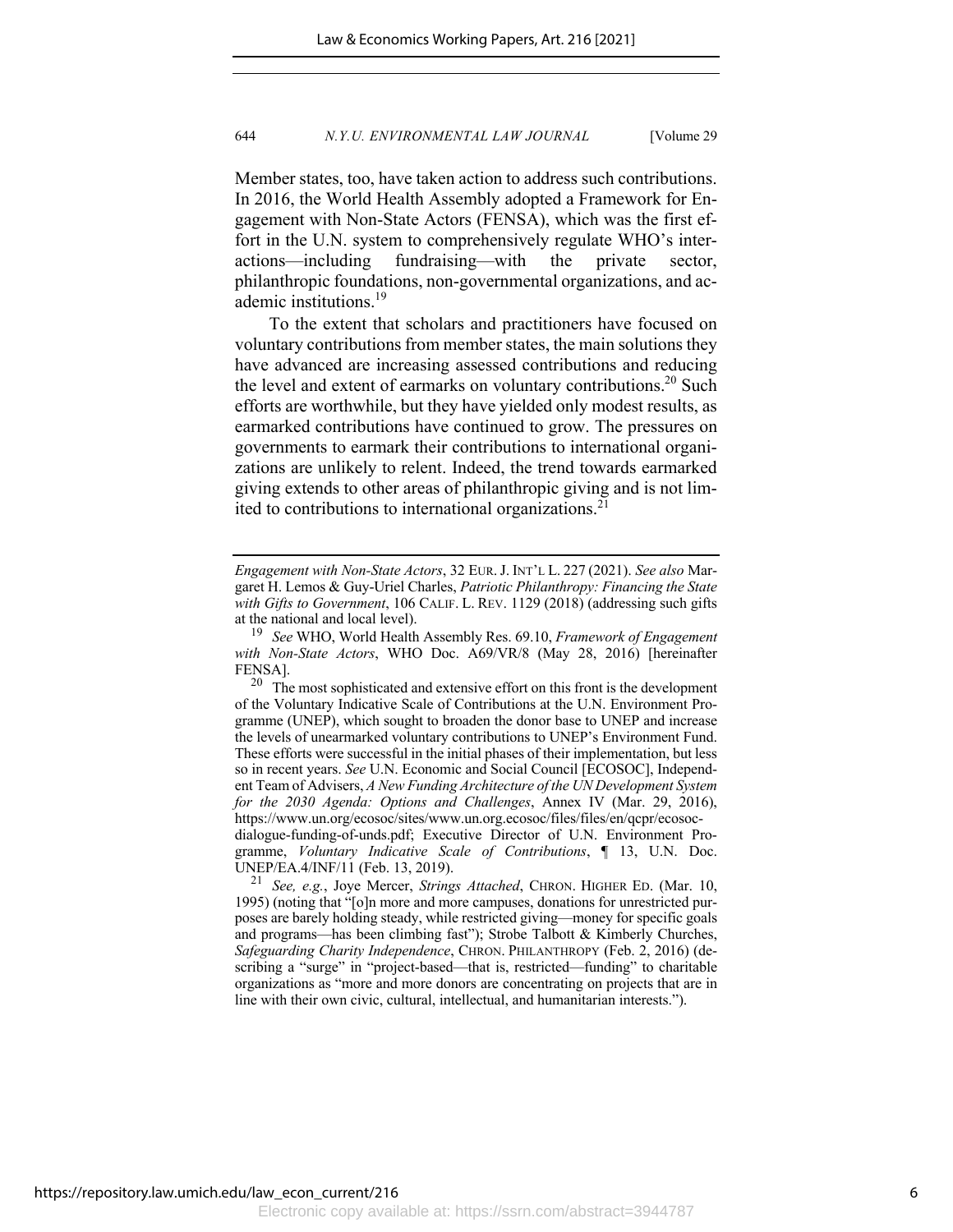Member states, too, have taken action to address such contributions. In 2016, the World Health Assembly adopted a Framework for Engagement with Non-State Actors (FENSA), which was the first effort in the U.N. system to comprehensively regulate WHO's interactions—including fundraising—with the private sector, philanthropic foundations, non-governmental organizations, and academic institutions.[19]

To the extent that scholars and practitioners have focused on voluntary contributions from member states, the main solutions they have advanced are increasing assessed contributions and reducing the level and extent of earmarks on voluntary contributions.[20] Such efforts are worthwhile, but they have yielded only modest results, as earmarked contributions have continued to grow. The pressures on governments to earmark their contributions to international organizations are unlikely to relent. Indeed, the trend towards earmarked giving extends to other areas of philanthropic giving and is not limited to contributions to international organizations.[21]

---

*Engagement with Non-State Actors*, 32 EUR. J. INT'L L. 227 (2021). *See also* Margaret H. Lemos & Guy-Uriel Charles, *Patriotic Philanthropy: Financing the State with Gifts to Government*, 106 CALIF. L. REV. 1129 (2018) (addressing such gifts at the national and local level).

[19] *See* WHO, World Health Assembly Res. 69.10, *Framework of Engagement with Non-State Actors*, WHO Doc. A69/VR/8 (May 28, 2016) [hereinafter FENSA].

[20] The most sophisticated and extensive effort on this front is the development of the Voluntary Indicative Scale of Contributions at the U.N. Environment Programme (UNEP), which sought to broaden the donor base to UNEP and increase the levels of unearmarked voluntary contributions to UNEP's Environment Fund. These efforts were successful in the initial phases of their implementation, but less so in recent years. *See* U.N. Economic and Social Council [ECOSOC], Independent Team of Advisers, *A New Funding Architecture of the UN Development System for the 2030 Agenda: Options and Challenges*, Annex IV (Mar. 29, 2016), https://www.un.org/ecosoc/sites/www.un.org.ecosoc/files/files/en/qcpr/ecosoc-dialogue-funding-of-unds.pdf; Executive Director of U.N. Environment Programme, *Voluntary Indicative Scale of Contributions*, ¶ 13, U.N. Doc. UNEP/EA.4/INF/11 (Feb. 13, 2019).

[21] *See, e.g.*, Joye Mercer, *Strings Attached*, CHRON. HIGHER ED. (Mar. 10, 1995) (noting that "[o]n more and more campuses, donations for unrestricted purposes are barely holding steady, while restricted giving—money for specific goals and programs—has been climbing fast"); Strobe Talbott & Kimberly Churches, *Safeguarding Charity Independence*, CHRON. PHILANTHROPY (Feb. 2, 2016) (describing a "surge" in "project-based—that is, restricted—funding" to charitable organizations as "more and more donors are concentrating on projects that are in line with their own civic, cultural, intellectual, and humanitarian interests.").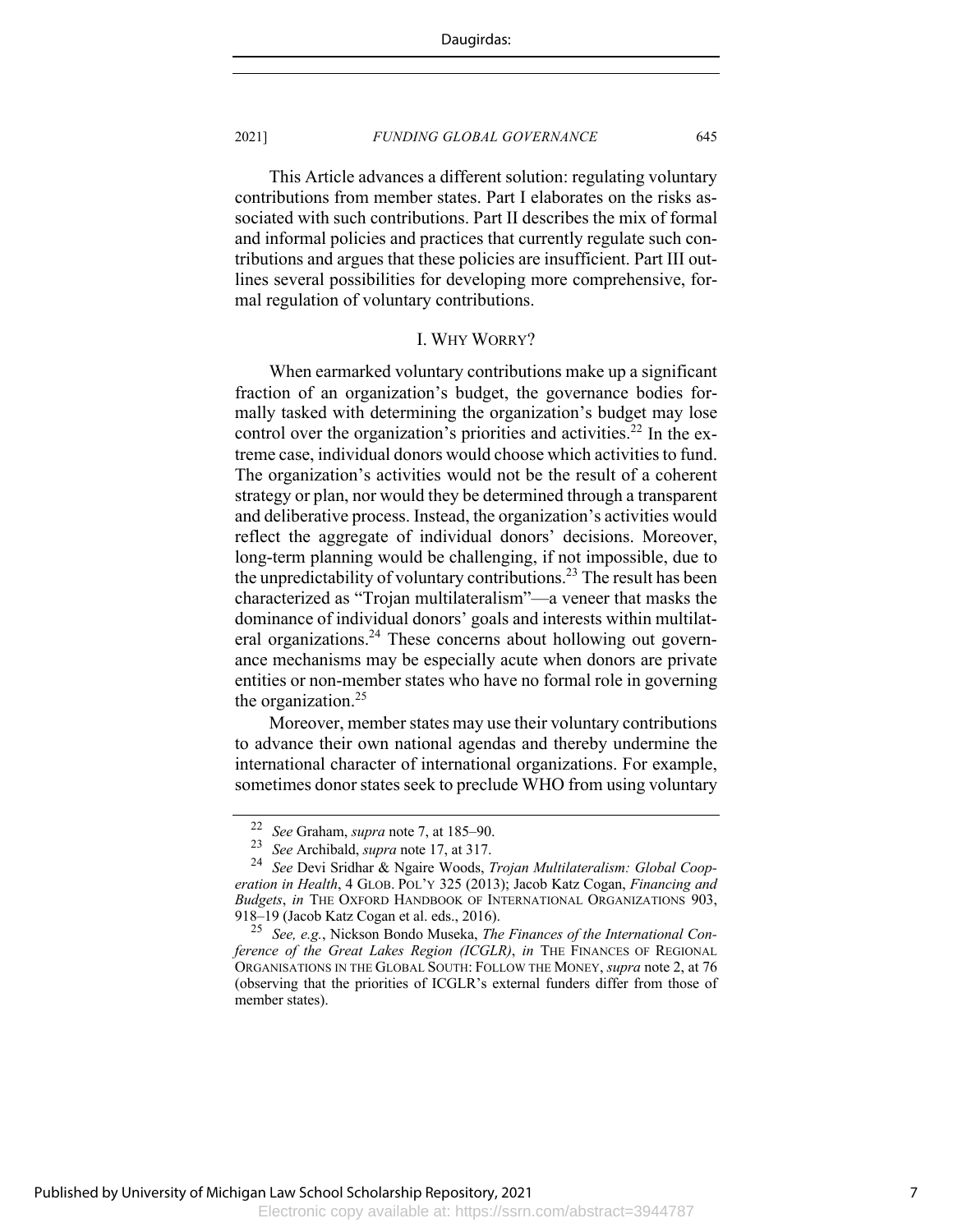This Article advances a different solution: regulating voluntary contributions from member states. Part I elaborates on the risks associated with such contributions. Part II describes the mix of formal and informal policies and practices that currently regulate such contributions and argues that these policies are insufficient. Part III outlines several possibilities for developing more comprehensive, formal regulation of voluntary contributions.

## I. Why Worry?

When earmarked voluntary contributions make up a significant fraction of an organization's budget, the governance bodies formally tasked with determining the organization's budget may lose control over the organization's priorities and activities.[22] In the extreme case, individual donors would choose which activities to fund. The organization's activities would not be the result of a coherent strategy or plan, nor would they be determined through a transparent and deliberative process. Instead, the organization's activities would reflect the aggregate of individual donors' decisions. Moreover, long-term planning would be challenging, if not impossible, due to the unpredictability of voluntary contributions.[23] The result has been characterized as "Trojan multilateralism"—a veneer that masks the dominance of individual donors' goals and interests within multilateral organizations.[24] These concerns about hollowing out governance mechanisms may be especially acute when donors are private entities or non-member states who have no formal role in governing the organization.[25]

Moreover, member states may use their voluntary contributions to advance their own national agendas and thereby undermine the international character of international organizations. For example, sometimes donor states seek to preclude WHO from using voluntary

---

[22] *See* Graham, *supra* note 7, at 185–90.

[23] *See* Archibald, *supra* note 17, at 317.

[24] *See* Devi Sridhar & Ngaire Woods, *Trojan Multilateralism: Global Cooperation in Health*, 4 Glob. Pol'y 325 (2013); Jacob Katz Cogan, *Financing and Budgets*, *in* The Oxford Handbook of International Organizations 903, 918–19 (Jacob Katz Cogan et al. eds., 2016).

[25] *See, e.g.*, Nickson Bondo Museka, *The Finances of the International Conference of the Great Lakes Region (ICGLR)*, *in* The Finances of Regional Organisations in the Global South: Follow the Money, *supra* note 2, at 76 (observing that the priorities of ICGLR's external funders differ from those of member states).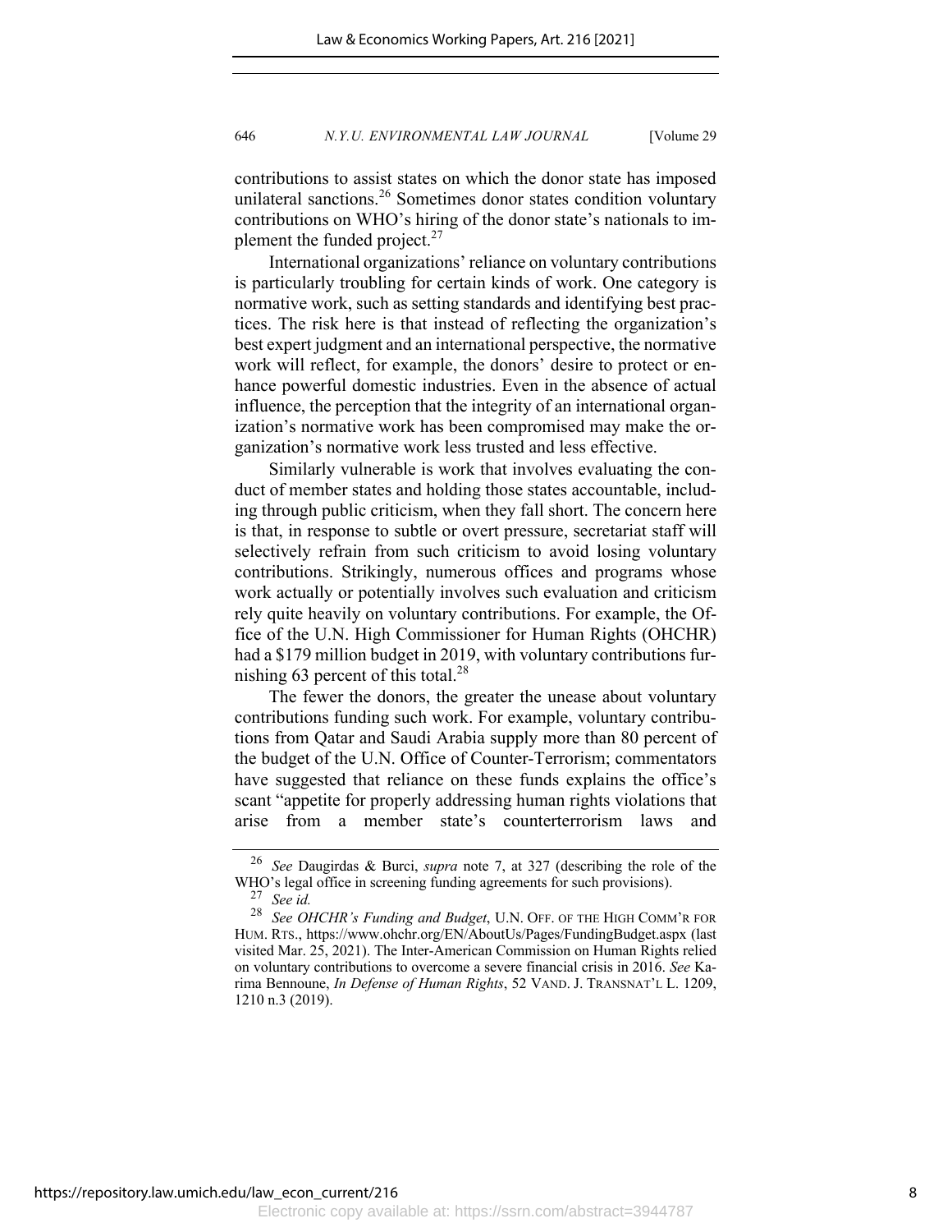contributions to assist states on which the donor state has imposed unilateral sanctions.[26] Sometimes donor states condition voluntary contributions on WHO's hiring of the donor state's nationals to implement the funded project.[27]

International organizations' reliance on voluntary contributions is particularly troubling for certain kinds of work. One category is normative work, such as setting standards and identifying best practices. The risk here is that instead of reflecting the organization's best expert judgment and an international perspective, the normative work will reflect, for example, the donors' desire to protect or enhance powerful domestic industries. Even in the absence of actual influence, the perception that the integrity of an international organization's normative work has been compromised may make the organization's normative work less trusted and less effective.

Similarly vulnerable is work that involves evaluating the conduct of member states and holding those states accountable, including through public criticism, when they fall short. The concern here is that, in response to subtle or overt pressure, secretariat staff will selectively refrain from such criticism to avoid losing voluntary contributions. Strikingly, numerous offices and programs whose work actually or potentially involves such evaluation and criticism rely quite heavily on voluntary contributions. For example, the Office of the U.N. High Commissioner for Human Rights (OHCHR) had a $179 million budget in 2019, with voluntary contributions furnishing 63 percent of this total.[28]

The fewer the donors, the greater the unease about voluntary contributions funding such work. For example, voluntary contributions from Qatar and Saudi Arabia supply more than 80 percent of the budget of the U.N. Office of Counter-Terrorism; commentators have suggested that reliance on these funds explains the office's scant "appetite for properly addressing human rights violations that arise from a member state's counterterrorism laws and

---

[26] *See* Daugirdas & Burci, *supra* note 7, at 327 (describing the role of the WHO's legal office in screening funding agreements for such provisions).

[27] *See id.*

[28] *See OHCHR's Funding and Budget*, U.N. OFF. OF THE HIGH COMM'R FOR HUM. RTS., https://www.ohchr.org/EN/AboutUs/Pages/FundingBudget.aspx (last visited Mar. 25, 2021). The Inter-American Commission on Human Rights relied on voluntary contributions to overcome a severe financial crisis in 2016. *See* Karima Bennoune, *In Defense of Human Rights*, 52 VAND. J. TRANSNAT'L L. 1209, 1210 n.3 (2019).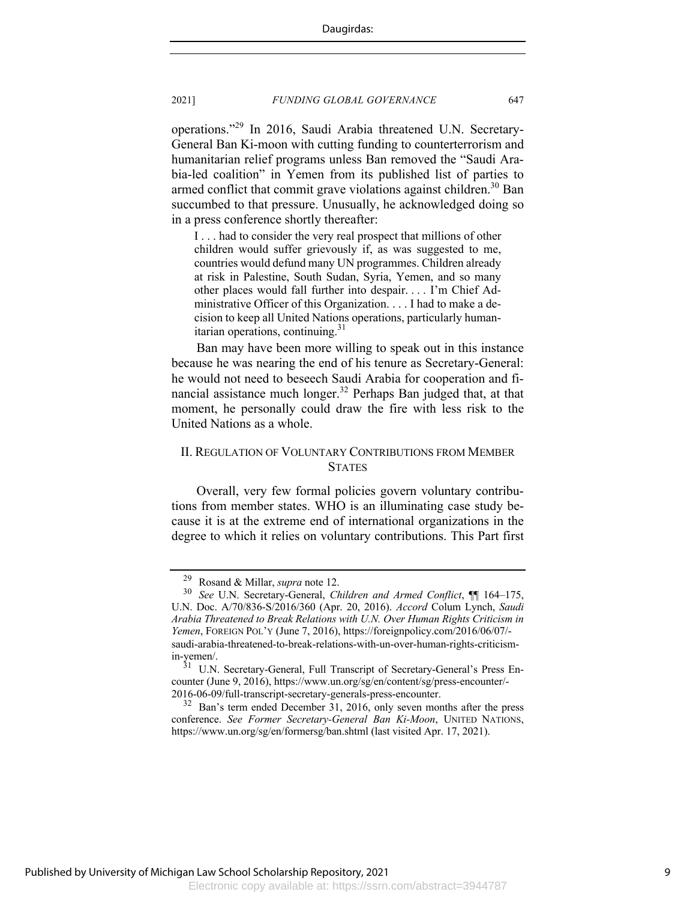operations."[29] In 2016, Saudi Arabia threatened U.N. Secretary-General Ban Ki-moon with cutting funding to counterterrorism and humanitarian relief programs unless Ban removed the "Saudi Arabia-led coalition" in Yemen from its published list of parties to armed conflict that commit grave violations against children.[30] Ban succumbed to that pressure. Unusually, he acknowledged doing so in a press conference shortly thereafter:

> I . . . had to consider the very real prospect that millions of other children would suffer grievously if, as was suggested to me, countries would defund many UN programmes. Children already at risk in Palestine, South Sudan, Syria, Yemen, and so many other places would fall further into despair. . . . I'm Chief Administrative Officer of this Organization. . . . I had to make a decision to keep all United Nations operations, particularly humanitarian operations, continuing.[31]

Ban may have been more willing to speak out in this instance because he was nearing the end of his tenure as Secretary-General: he would not need to beseech Saudi Arabia for cooperation and financial assistance much longer.[32] Perhaps Ban judged that, at that moment, he personally could draw the fire with less risk to the United Nations as a whole.

## II. Regulation of Voluntary Contributions from Member States

Overall, very few formal policies govern voluntary contributions from member states. WHO is an illuminating case study because it is at the extreme end of international organizations in the degree to which it relies on voluntary contributions. This Part first

---

[29] Rosand & Millar, *supra* note 12.

[30] *See* U.N. Secretary-General, *Children and Armed Conflict*, ¶¶ 164–175, U.N. Doc. A/70/836-S/2016/360 (Apr. 20, 2016). *Accord* Colum Lynch, *Saudi Arabia Threatened to Break Relations with U.N. Over Human Rights Criticism in Yemen*, Foreign Pol'y (June 7, 2016), https://foreignpolicy.com/2016/06/07/-saudi-arabia-threatened-to-break-relations-with-un-over-human-rights-criticism-in-yemen/.

[31] U.N. Secretary-General, Full Transcript of Secretary-General's Press Encounter (June 9, 2016), https://www.un.org/sg/en/content/sg/press-encounter/-2016-06-09/full-transcript-secretary-generals-press-encounter.

[32] Ban's term ended December 31, 2016, only seven months after the press conference. *See Former Secretary-General Ban Ki-Moon*, United Nations, https://www.un.org/sg/en/formersg/ban.shtml (last visited Apr. 17, 2021).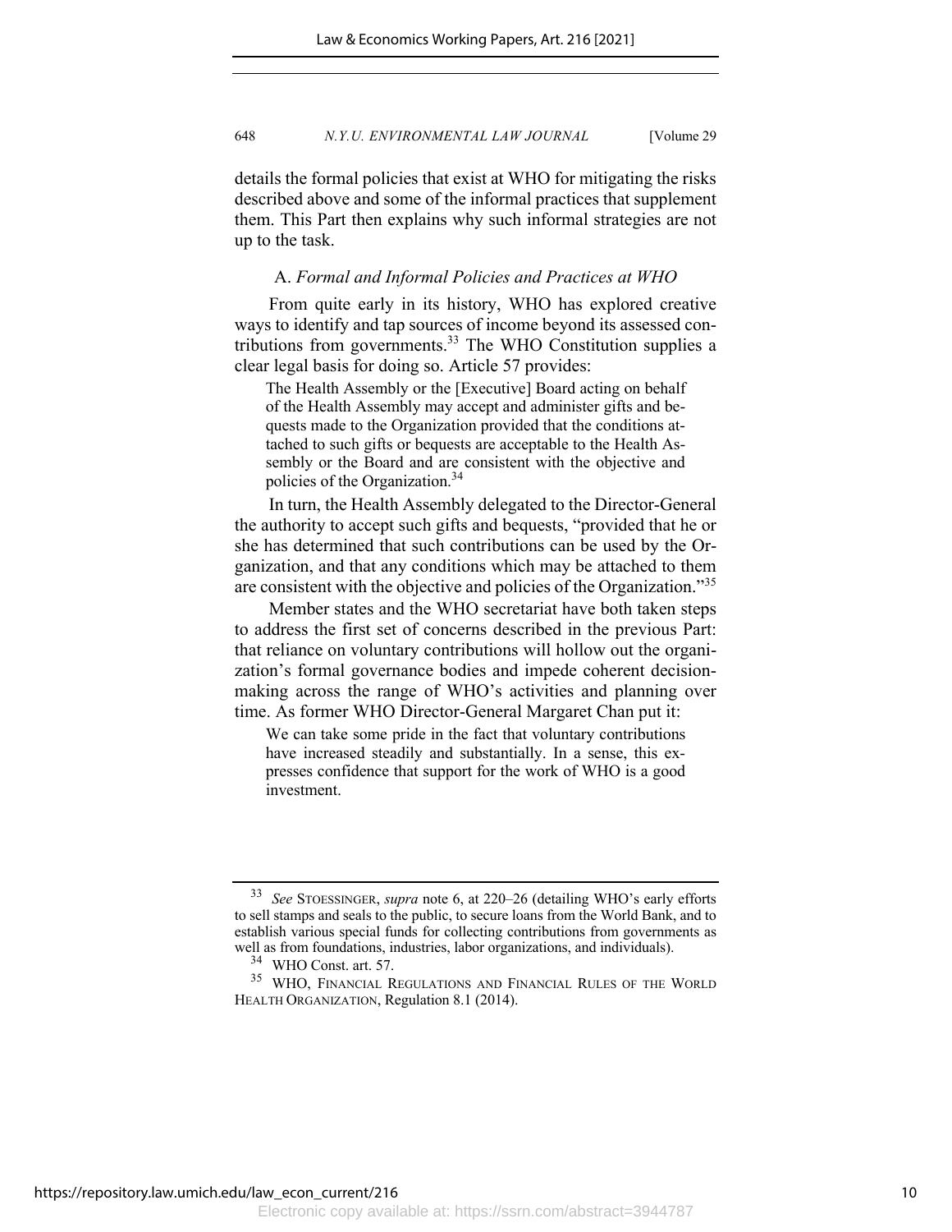details the formal policies that exist at WHO for mitigating the risks described above and some of the informal practices that supplement them. This Part then explains why such informal strategies are not up to the task.

### A. *Formal and Informal Policies and Practices at WHO*

From quite early in its history, WHO has explored creative ways to identify and tap sources of income beyond its assessed contributions from governments.[33] The WHO Constitution supplies a clear legal basis for doing so. Article 57 provides:

> The Health Assembly or the [Executive] Board acting on behalf of the Health Assembly may accept and administer gifts and bequests made to the Organization provided that the conditions attached to such gifts or bequests are acceptable to the Health Assembly or the Board and are consistent with the objective and policies of the Organization.[34]

In turn, the Health Assembly delegated to the Director-General the authority to accept such gifts and bequests, "provided that he or she has determined that such contributions can be used by the Organization, and that any conditions which may be attached to them are consistent with the objective and policies of the Organization."[35]

Member states and the WHO secretariat have both taken steps to address the first set of concerns described in the previous Part: that reliance on voluntary contributions will hollow out the organization's formal governance bodies and impede coherent decision-making across the range of WHO's activities and planning over time. As former WHO Director-General Margaret Chan put it:

> We can take some pride in the fact that voluntary contributions have increased steadily and substantially. In a sense, this expresses confidence that support for the work of WHO is a good investment.

---

[33] *See* STOESSINGER, *supra* note 6, at 220–26 (detailing WHO's early efforts to sell stamps and seals to the public, to secure loans from the World Bank, and to establish various special funds for collecting contributions from governments as well as from foundations, industries, labor organizations, and individuals).

[34] WHO Const. art. 57.

[35] WHO, FINANCIAL REGULATIONS AND FINANCIAL RULES OF THE WORLD HEALTH ORGANIZATION, Regulation 8.1 (2014).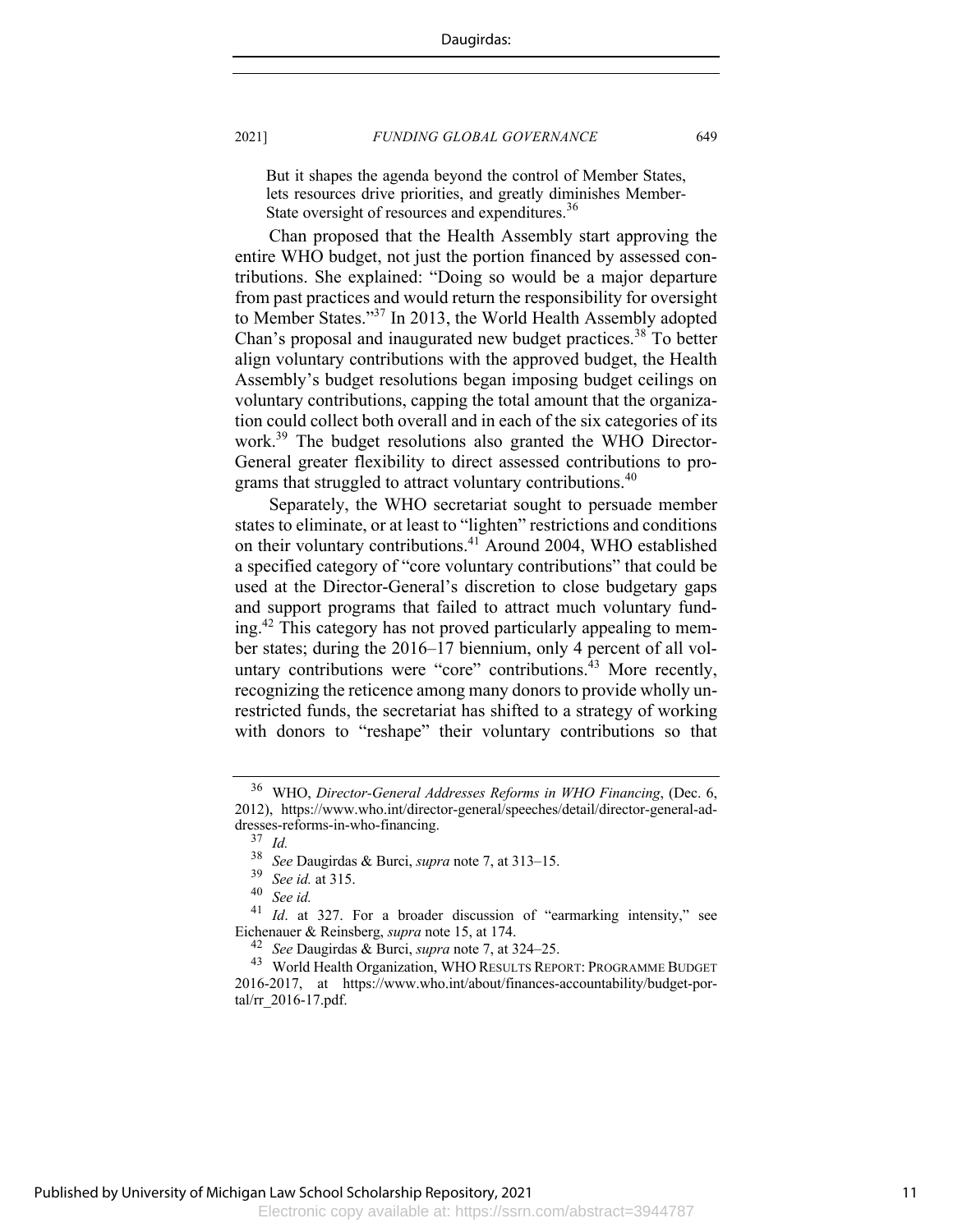> But it shapes the agenda beyond the control of Member States, lets resources drive priorities, and greatly diminishes Member-State oversight of resources and expenditures.[36]

Chan proposed that the Health Assembly start approving the entire WHO budget, not just the portion financed by assessed contributions. She explained: "Doing so would be a major departure from past practices and would return the responsibility for oversight to Member States."[37] In 2013, the World Health Assembly adopted Chan's proposal and inaugurated new budget practices.[38] To better align voluntary contributions with the approved budget, the Health Assembly's budget resolutions began imposing budget ceilings on voluntary contributions, capping the total amount that the organization could collect both overall and in each of the six categories of its work.[39] The budget resolutions also granted the WHO Director-General greater flexibility to direct assessed contributions to programs that struggled to attract voluntary contributions.[40]

Separately, the WHO secretariat sought to persuade member states to eliminate, or at least to "lighten" restrictions and conditions on their voluntary contributions.[41] Around 2004, WHO established a specified category of "core voluntary contributions" that could be used at the Director-General's discretion to close budgetary gaps and support programs that failed to attract much voluntary funding.[42] This category has not proved particularly appealing to member states; during the 2016–17 biennium, only 4 percent of all voluntary contributions were "core" contributions.[43] More recently, recognizing the reticence among many donors to provide wholly unrestricted funds, the secretariat has shifted to a strategy of working with donors to "reshape" their voluntary contributions so that

---

[36] WHO, *Director-General Addresses Reforms in WHO Financing*, (Dec. 6, 2012), https://www.who.int/director-general/speeches/detail/director-general-addresses-reforms-in-who-financing.

[37] *Id.*

[38] *See* Daugirdas & Burci, *supra* note 7, at 313–15.

[39] *See id.* at 315.

[40] *See id.*

[41] *Id*. at 327. For a broader discussion of "earmarking intensity," see Eichenauer & Reinsberg, *supra* note 15, at 174.

[42] *See* Daugirdas & Burci, *supra* note 7, at 324–25.

[43] World Health Organization, WHO RESULTS REPORT: PROGRAMME BUDGET 2016-2017, at https://www.who.int/about/finances-accountability/budget-portal/rr_2016-17.pdf.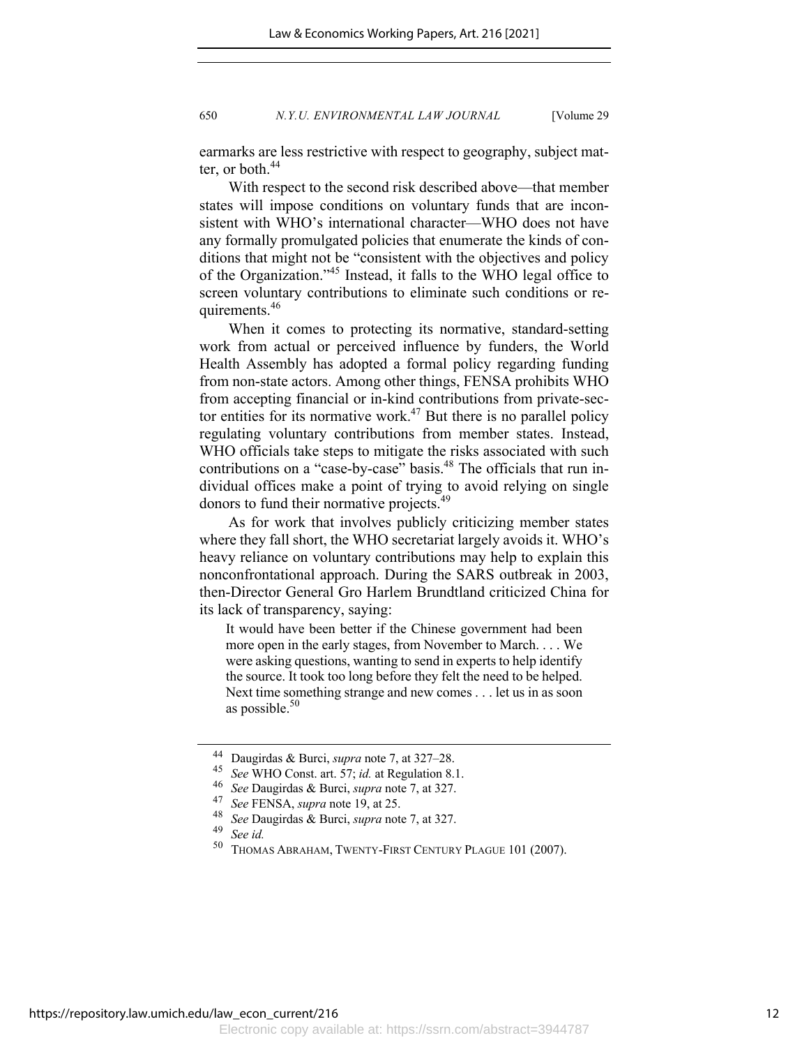earmarks are less restrictive with respect to geography, subject matter, or both.[44]

With respect to the second risk described above—that member states will impose conditions on voluntary funds that are inconsistent with WHO's international character—WHO does not have any formally promulgated policies that enumerate the kinds of conditions that might not be "consistent with the objectives and policy of the Organization."[45] Instead, it falls to the WHO legal office to screen voluntary contributions to eliminate such conditions or requirements.[46]

When it comes to protecting its normative, standard-setting work from actual or perceived influence by funders, the World Health Assembly has adopted a formal policy regarding funding from non-state actors. Among other things, FENSA prohibits WHO from accepting financial or in-kind contributions from private-sector entities for its normative work.[47] But there is no parallel policy regulating voluntary contributions from member states. Instead, WHO officials take steps to mitigate the risks associated with such contributions on a "case-by-case" basis.[48] The officials that run individual offices make a point of trying to avoid relying on single donors to fund their normative projects.[49]

As for work that involves publicly criticizing member states where they fall short, the WHO secretariat largely avoids it. WHO's heavy reliance on voluntary contributions may help to explain this nonconfrontational approach. During the SARS outbreak in 2003, then-Director General Gro Harlem Brundtland criticized China for its lack of transparency, saying:

> It would have been better if the Chinese government had been more open in the early stages, from November to March. . . . We were asking questions, wanting to send in experts to help identify the source. It took too long before they felt the need to be helped. Next time something strange and new comes . . . let us in as soon as possible.[50]

---

[44] Daugirdas & Burci, *supra* note 7, at 327–28.

[45] *See* WHO Const. art. 57; *id.* at Regulation 8.1.

[46] *See* Daugirdas & Burci, *supra* note 7, at 327.

[47] *See* FENSA, *supra* note 19, at 25.

[48] *See* Daugirdas & Burci, *supra* note 7, at 327.

[49] *See id.*

[50] THOMAS ABRAHAM, TWENTY-FIRST CENTURY PLAGUE 101 (2007).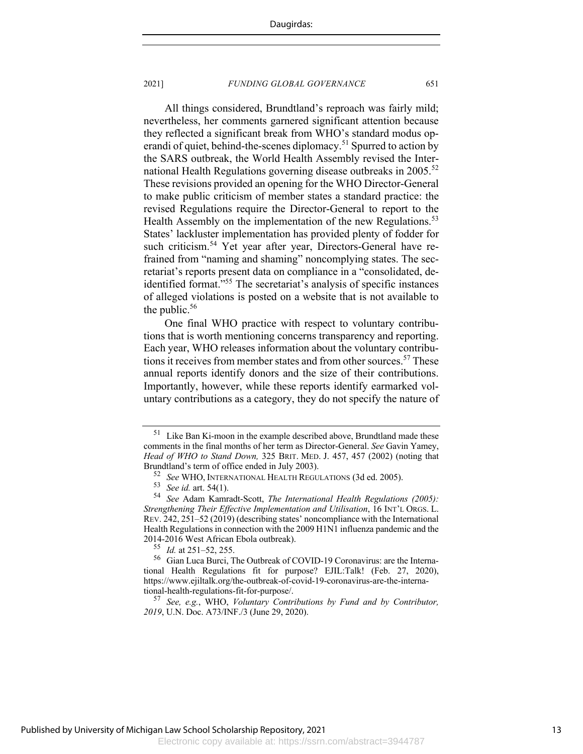All things considered, Brundtland's reproach was fairly mild; nevertheless, her comments garnered significant attention because they reflected a significant break from WHO's standard modus operandi of quiet, behind-the-scenes diplomacy.[51] Spurred to action by the SARS outbreak, the World Health Assembly revised the International Health Regulations governing disease outbreaks in 2005.[52] These revisions provided an opening for the WHO Director-General to make public criticism of member states a standard practice: the revised Regulations require the Director-General to report to the Health Assembly on the implementation of the new Regulations.[53] States' lackluster implementation has provided plenty of fodder for such criticism.[54] Yet year after year, Directors-General have refrained from "naming and shaming" noncomplying states. The secretariat's reports present data on compliance in a "consolidated, de-identified format."[55] The secretariat's analysis of specific instances of alleged violations is posted on a website that is not available to the public.[56]

One final WHO practice with respect to voluntary contributions that is worth mentioning concerns transparency and reporting. Each year, WHO releases information about the voluntary contributions it receives from member states and from other sources.[57] These annual reports identify donors and the size of their contributions. Importantly, however, while these reports identify earmarked voluntary contributions as a category, they do not specify the nature of

---

[51] Like Ban Ki-moon in the example described above, Brundtland made these comments in the final months of her term as Director-General. *See* Gavin Yamey, *Head of WHO to Stand Down,* 325 BRIT. MED. J. 457, 457 (2002) (noting that Brundtland's term of office ended in July 2003).

[52] *See* WHO, INTERNATIONAL HEALTH REGULATIONS (3d ed. 2005).

[53] *See id.* art. 54(1).

[54] *See* Adam Kamradt-Scott, *The International Health Regulations (2005): Strengthening Their Effective Implementation and Utilisation*, 16 INT'L ORGS. L. REV. 242, 251–52 (2019) (describing states' noncompliance with the International Health Regulations in connection with the 2009 H1N1 influenza pandemic and the 2014-2016 West African Ebola outbreak).

[55] *Id.* at 251–52, 255.

[56] Gian Luca Burci, The Outbreak of COVID-19 Coronavirus: are the International Health Regulations fit for purpose? EJIL:Talk! (Feb. 27, 2020), https://www.ejiltalk.org/the-outbreak-of-covid-19-coronavirus-are-the-international-health-regulations-fit-for-purpose/.

[57] *See, e.g.*, WHO, *Voluntary Contributions by Fund and by Contributor, 2019*, U.N. Doc. A73/INF./3 (June 29, 2020).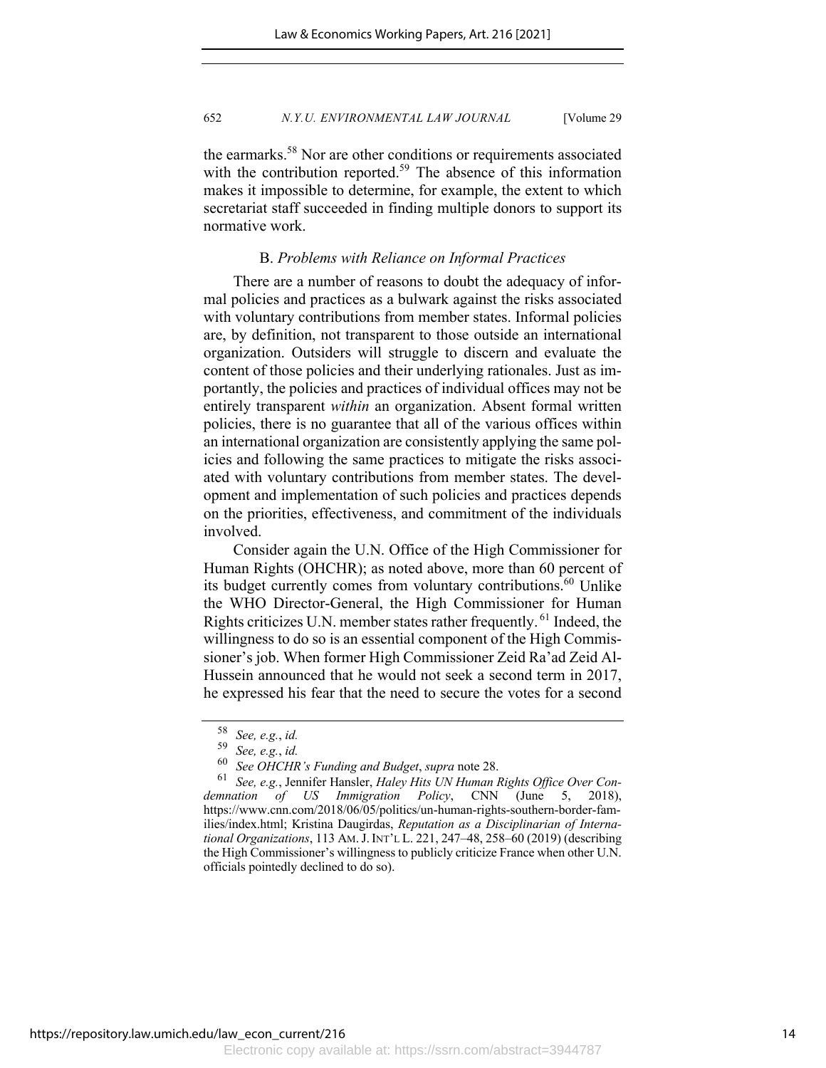the earmarks.[58] Nor are other conditions or requirements associated with the contribution reported.[59] The absence of this information makes it impossible to determine, for example, the extent to which secretariat staff succeeded in finding multiple donors to support its normative work.

### B. *Problems with Reliance on Informal Practices*

There are a number of reasons to doubt the adequacy of informal policies and practices as a bulwark against the risks associated with voluntary contributions from member states. Informal policies are, by definition, not transparent to those outside an international organization. Outsiders will struggle to discern and evaluate the content of those policies and their underlying rationales. Just as importantly, the policies and practices of individual offices may not be entirely transparent *within* an organization. Absent formal written policies, there is no guarantee that all of the various offices within an international organization are consistently applying the same policies and following the same practices to mitigate the risks associated with voluntary contributions from member states. The development and implementation of such policies and practices depends on the priorities, effectiveness, and commitment of the individuals involved.

Consider again the U.N. Office of the High Commissioner for Human Rights (OHCHR); as noted above, more than 60 percent of its budget currently comes from voluntary contributions.[60] Unlike the WHO Director-General, the High Commissioner for Human Rights criticizes U.N. member states rather frequently.[61] Indeed, the willingness to do so is an essential component of the High Commissioner's job. When former High Commissioner Zeid Ra'ad Zeid Al-Hussein announced that he would not seek a second term in 2017, he expressed his fear that the need to secure the votes for a second

---

[58] *See, e.g.*, *id.*

[59] *See, e.g.*, *id.*

[60] *See OHCHR's Funding and Budget*, *supra* note 28.

[61] *See, e.g.*, Jennifer Hansler, *Haley Hits UN Human Rights Office Over Condemnation of US Immigration Policy*, CNN (June 5, 2018), https://www.cnn.com/2018/06/05/politics/un-human-rights-southern-border-families/index.html; Kristina Daugirdas, *Reputation as a Disciplinarian of International Organizations*, 113 AM. J. INT'L L. 221, 247–48, 258–60 (2019) (describing the High Commissioner's willingness to publicly criticize France when other U.N. officials pointedly declined to do so).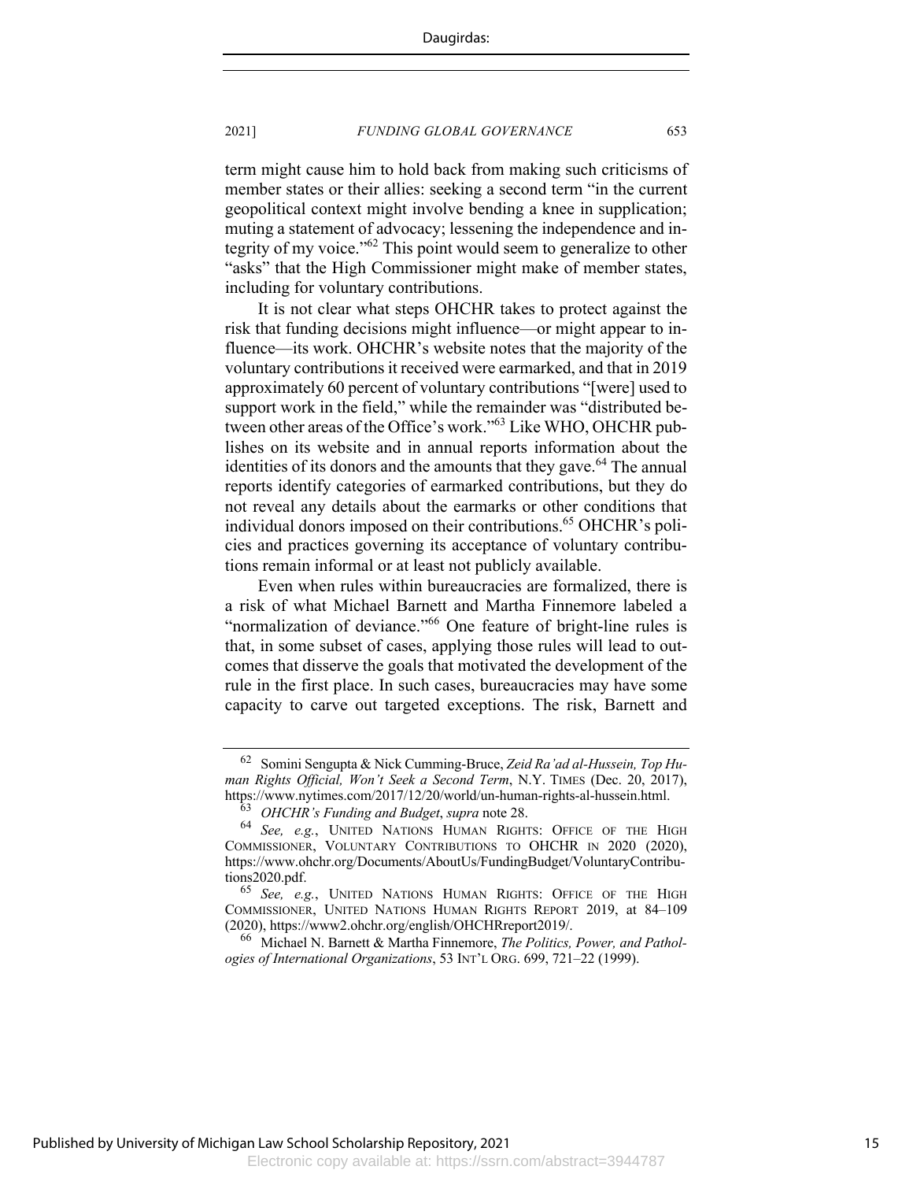term might cause him to hold back from making such criticisms of member states or their allies: seeking a second term "in the current geopolitical context might involve bending a knee in supplication; muting a statement of advocacy; lessening the independence and integrity of my voice."[62] This point would seem to generalize to other "asks" that the High Commissioner might make of member states, including for voluntary contributions.

It is not clear what steps OHCHR takes to protect against the risk that funding decisions might influence—or might appear to influence—its work. OHCHR's website notes that the majority of the voluntary contributions it received were earmarked, and that in 2019 approximately 60 percent of voluntary contributions "[were] used to support work in the field," while the remainder was "distributed between other areas of the Office's work."[63] Like WHO, OHCHR publishes on its website and in annual reports information about the identities of its donors and the amounts that they gave.[64] The annual reports identify categories of earmarked contributions, but they do not reveal any details about the earmarks or other conditions that individual donors imposed on their contributions.[65] OHCHR's policies and practices governing its acceptance of voluntary contributions remain informal or at least not publicly available.

Even when rules within bureaucracies are formalized, there is a risk of what Michael Barnett and Martha Finnemore labeled a "normalization of deviance."[66] One feature of bright-line rules is that, in some subset of cases, applying those rules will lead to outcomes that disserve the goals that motivated the development of the rule in the first place. In such cases, bureaucracies may have some capacity to carve out targeted exceptions. The risk, Barnett and

---

62 Somini Sengupta & Nick Cumming-Bruce, *Zeid Ra'ad al-Hussein, Top Human Rights Official, Won't Seek a Second Term*, N.Y. TIMES (Dec. 20, 2017), https://www.nytimes.com/2017/12/20/world/un-human-rights-al-hussein.html.

63 *OHCHR's Funding and Budget*, *supra* note 28.

64 *See, e.g.*, UNITED NATIONS HUMAN RIGHTS: OFFICE OF THE HIGH COMMISSIONER, VOLUNTARY CONTRIBUTIONS TO OHCHR IN 2020 (2020), https://www.ohchr.org/Documents/AboutUs/FundingBudget/VoluntaryContributions2020.pdf.

65 *See, e.g.*, UNITED NATIONS HUMAN RIGHTS: OFFICE OF THE HIGH COMMISSIONER, UNITED NATIONS HUMAN RIGHTS REPORT 2019, at 84–109 (2020), https://www2.ohchr.org/english/OHCHRreport2019/.

66 Michael N. Barnett & Martha Finnemore, *The Politics, Power, and Pathologies of International Organizations*, 53 INT'L ORG. 699, 721–22 (1999).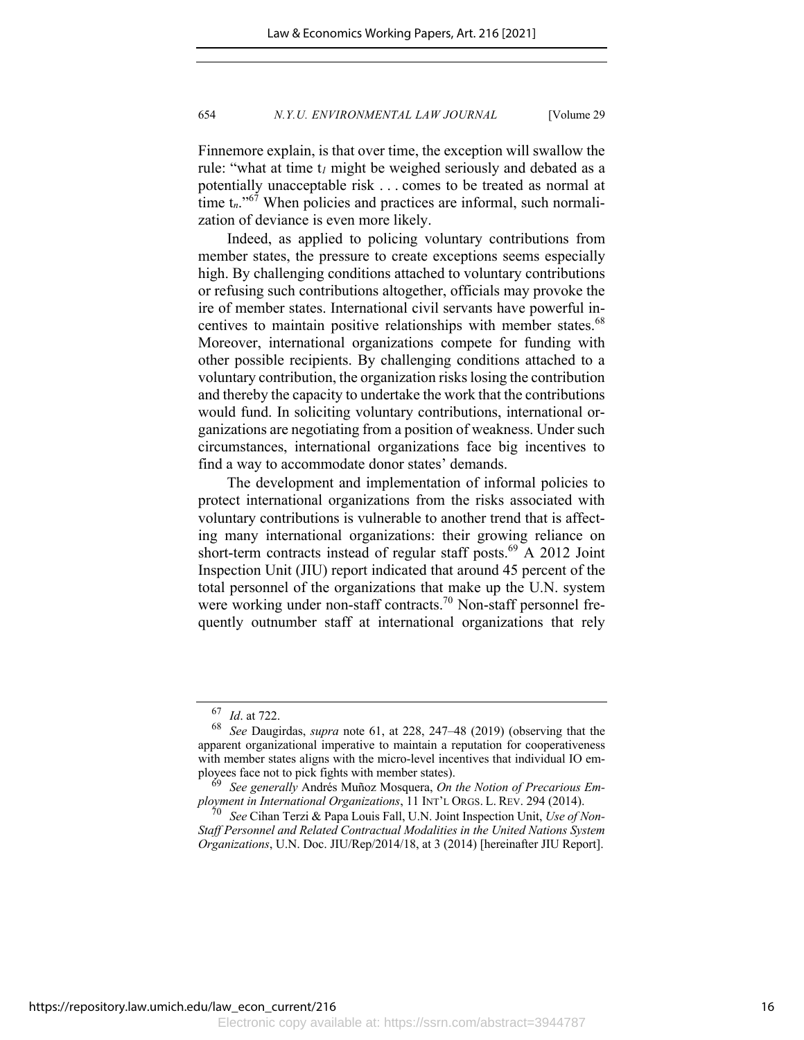Finnemore explain, is that over time, the exception will swallow the rule: "what at time $t_1$ might be weighed seriously and debated as a potentially unacceptable risk . . . comes to be treated as normal at time $t_n$."[67] When policies and practices are informal, such normalization of deviance is even more likely.

Indeed, as applied to policing voluntary contributions from member states, the pressure to create exceptions seems especially high. By challenging conditions attached to voluntary contributions or refusing such contributions altogether, officials may provoke the ire of member states. International civil servants have powerful incentives to maintain positive relationships with member states.[68] Moreover, international organizations compete for funding with other possible recipients. By challenging conditions attached to a voluntary contribution, the organization risks losing the contribution and thereby the capacity to undertake the work that the contributions would fund. In soliciting voluntary contributions, international organizations are negotiating from a position of weakness. Under such circumstances, international organizations face big incentives to find a way to accommodate donor states' demands.

The development and implementation of informal policies to protect international organizations from the risks associated with voluntary contributions is vulnerable to another trend that is affecting many international organizations: their growing reliance on short-term contracts instead of regular staff posts.[69] A 2012 Joint Inspection Unit (JIU) report indicated that around 45 percent of the total personnel of the organizations that make up the U.N. system were working under non-staff contracts.[70] Non-staff personnel frequently outnumber staff at international organizations that rely

---

[67] *Id*. at 722.

[68] *See* Daugirdas, *supra* note 61, at 228, 247–48 (2019) (observing that the apparent organizational imperative to maintain a reputation for cooperativeness with member states aligns with the micro-level incentives that individual IO employees face not to pick fights with member states).

[69] *See generally* Andrés Muñoz Mosquera, *On the Notion of Precarious Employment in International Organizations*, 11 INT'L ORGS. L. REV. 294 (2014).

[70] *See* Cihan Terzi & Papa Louis Fall, U.N. Joint Inspection Unit, *Use of Non-Staff Personnel and Related Contractual Modalities in the United Nations System Organizations*, U.N. Doc. JIU/Rep/2014/18, at 3 (2014) [hereinafter JIU Report].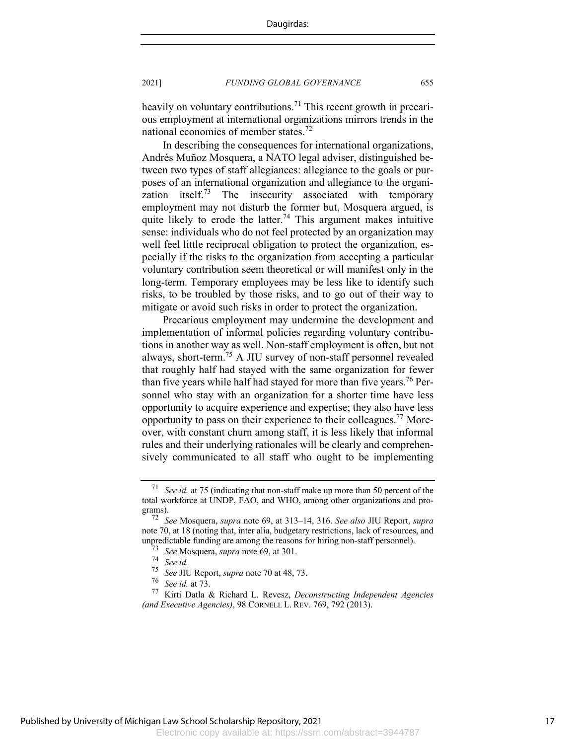heavily on voluntary contributions.[71] This recent growth in precarious employment at international organizations mirrors trends in the national economies of member states.[72]

In describing the consequences for international organizations, Andrés Muñoz Mosquera, a NATO legal adviser, distinguished between two types of staff allegiances: allegiance to the goals or purposes of an international organization and allegiance to the organization itself.[73] The insecurity associated with temporary employment may not disturb the former but, Mosquera argued, is quite likely to erode the latter.[74] This argument makes intuitive sense: individuals who do not feel protected by an organization may well feel little reciprocal obligation to protect the organization, especially if the risks to the organization from accepting a particular voluntary contribution seem theoretical or will manifest only in the long-term. Temporary employees may be less like to identify such risks, to be troubled by those risks, and to go out of their way to mitigate or avoid such risks in order to protect the organization.

Precarious employment may undermine the development and implementation of informal policies regarding voluntary contributions in another way as well. Non-staff employment is often, but not always, short-term.[75] A JIU survey of non-staff personnel revealed that roughly half had stayed with the same organization for fewer than five years while half had stayed for more than five years.[76] Personnel who stay with an organization for a shorter time have less opportunity to acquire experience and expertise; they also have less opportunity to pass on their experience to their colleagues.[77] Moreover, with constant churn among staff, it is less likely that informal rules and their underlying rationales will be clearly and comprehensively communicated to all staff who ought to be implementing

---

[71] *See id.* at 75 (indicating that non-staff make up more than 50 percent of the total workforce at UNDP, FAO, and WHO, among other organizations and programs).

[72] *See* Mosquera, *supra* note 69, at 313–14, 316. *See also* JIU Report, *supra* note 70, at 18 (noting that, inter alia, budgetary restrictions, lack of resources, and unpredictable funding are among the reasons for hiring non-staff personnel).

[73] *See* Mosquera, *supra* note 69, at 301.

[74] *See id.*

[75] *See* JIU Report, *supra* note 70 at 48, 73.

[76] *See id.* at 73.

[77] Kirti Datla & Richard L. Revesz, *Deconstructing Independent Agencies (and Executive Agencies)*, 98 CORNELL L. REV. 769, 792 (2013).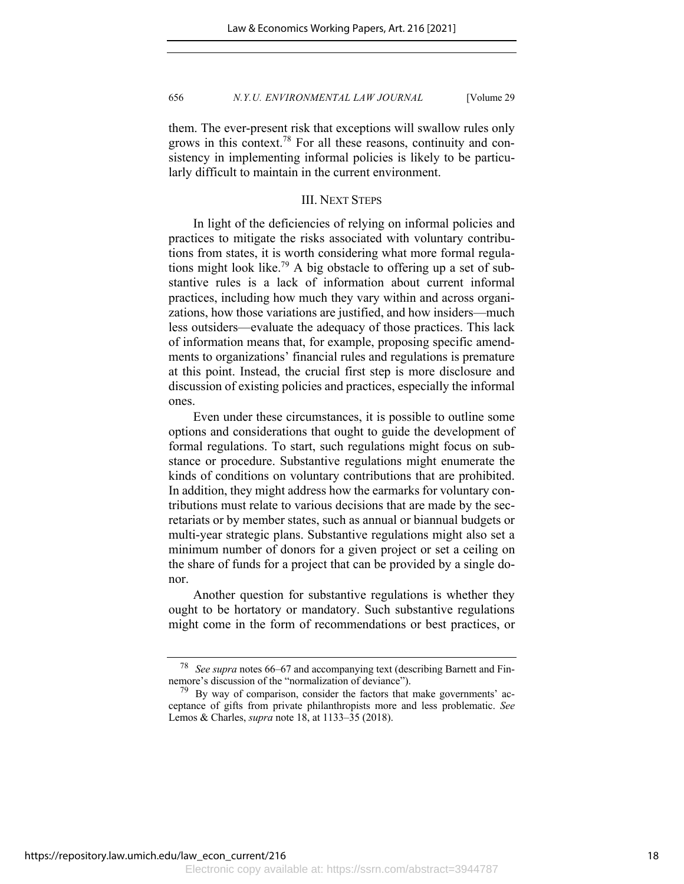them. The ever-present risk that exceptions will swallow rules only grows in this context.[78] For all these reasons, continuity and consistency in implementing informal policies is likely to be particularly difficult to maintain in the current environment.

## III. NEXT STEPS

In light of the deficiencies of relying on informal policies and practices to mitigate the risks associated with voluntary contributions from states, it is worth considering what more formal regulations might look like.[79] A big obstacle to offering up a set of substantive rules is a lack of information about current informal practices, including how much they vary within and across organizations, how those variations are justified, and how insiders—much less outsiders—evaluate the adequacy of those practices. This lack of information means that, for example, proposing specific amendments to organizations' financial rules and regulations is premature at this point. Instead, the crucial first step is more disclosure and discussion of existing policies and practices, especially the informal ones.

Even under these circumstances, it is possible to outline some options and considerations that ought to guide the development of formal regulations. To start, such regulations might focus on substance or procedure. Substantive regulations might enumerate the kinds of conditions on voluntary contributions that are prohibited. In addition, they might address how the earmarks for voluntary contributions must relate to various decisions that are made by the secretariats or by member states, such as annual or biannual budgets or multi-year strategic plans. Substantive regulations might also set a minimum number of donors for a given project or set a ceiling on the share of funds for a project that can be provided by a single donor.

Another question for substantive regulations is whether they ought to be hortatory or mandatory. Such substantive regulations might come in the form of recommendations or best practices, or

---

[78] *See supra* notes 66–67 and accompanying text (describing Barnett and Finnemore's discussion of the "normalization of deviance").

[79] By way of comparison, consider the factors that make governments' acceptance of gifts from private philanthropists more and less problematic. *See* Lemos & Charles, *supra* note 18, at 1133–35 (2018).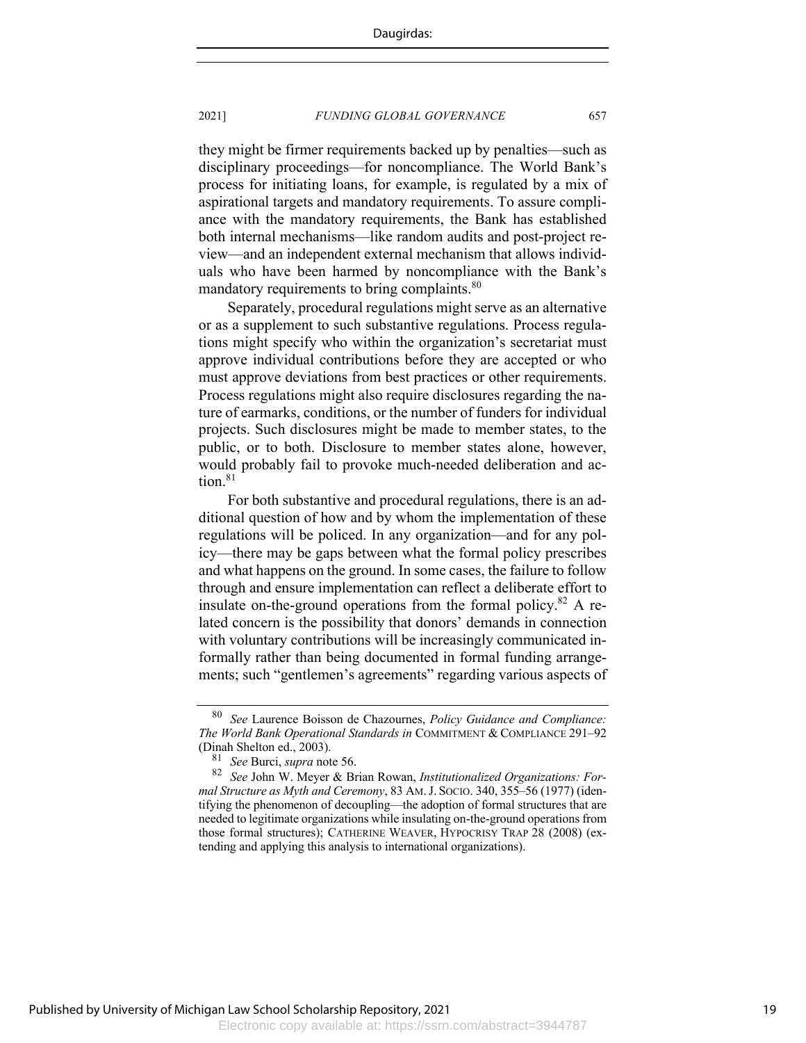they might be firmer requirements backed up by penalties—such as disciplinary proceedings—for noncompliance. The World Bank's process for initiating loans, for example, is regulated by a mix of aspirational targets and mandatory requirements. To assure compliance with the mandatory requirements, the Bank has established both internal mechanisms—like random audits and post-project review—and an independent external mechanism that allows individuals who have been harmed by noncompliance with the Bank's mandatory requirements to bring complaints.[80]

Separately, procedural regulations might serve as an alternative or as a supplement to such substantive regulations. Process regulations might specify who within the organization's secretariat must approve individual contributions before they are accepted or who must approve deviations from best practices or other requirements. Process regulations might also require disclosures regarding the nature of earmarks, conditions, or the number of funders for individual projects. Such disclosures might be made to member states, to the public, or to both. Disclosure to member states alone, however, would probably fail to provoke much-needed deliberation and action.[81]

For both substantive and procedural regulations, there is an additional question of how and by whom the implementation of these regulations will be policed. In any organization—and for any policy—there may be gaps between what the formal policy prescribes and what happens on the ground. In some cases, the failure to follow through and ensure implementation can reflect a deliberate effort to insulate on-the-ground operations from the formal policy.[82] A related concern is the possibility that donors' demands in connection with voluntary contributions will be increasingly communicated informally rather than being documented in formal funding arrangements; such "gentlemen's agreements" regarding various aspects of

---

[80] *See* Laurence Boisson de Chazournes, *Policy Guidance and Compliance: The World Bank Operational Standards in* COMMITMENT & COMPLIANCE 291–92 (Dinah Shelton ed., 2003).

[81] *See* Burci, *supra* note 56.

[82] *See* John W. Meyer & Brian Rowan, *Institutionalized Organizations: Formal Structure as Myth and Ceremony*, 83 AM. J. SOCIO. 340, 355–56 (1977) (identifying the phenomenon of decoupling—the adoption of formal structures that are needed to legitimate organizations while insulating on-the-ground operations from those formal structures); CATHERINE WEAVER, HYPOCRISY TRAP 28 (2008) (extending and applying this analysis to international organizations).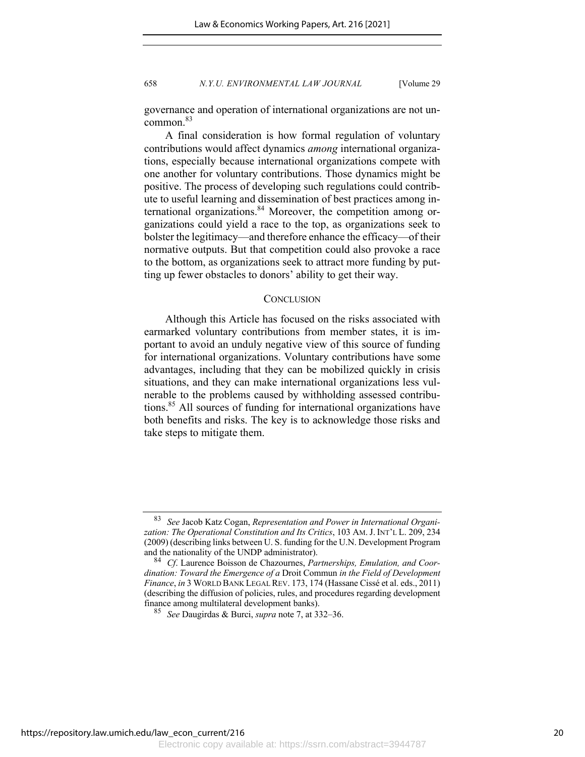governance and operation of international organizations are not uncommon.[83]

A final consideration is how formal regulation of voluntary contributions would affect dynamics *among* international organizations, especially because international organizations compete with one another for voluntary contributions. Those dynamics might be positive. The process of developing such regulations could contribute to useful learning and dissemination of best practices among international organizations.[84] Moreover, the competition among organizations could yield a race to the top, as organizations seek to bolster the legitimacy—and therefore enhance the efficacy—of their normative outputs. But that competition could also provoke a race to the bottom, as organizations seek to attract more funding by putting up fewer obstacles to donors' ability to get their way.

## CONCLUSION

Although this Article has focused on the risks associated with earmarked voluntary contributions from member states, it is important to avoid an unduly negative view of this source of funding for international organizations. Voluntary contributions have some advantages, including that they can be mobilized quickly in crisis situations, and they can make international organizations less vulnerable to the problems caused by withholding assessed contributions.[85] All sources of funding for international organizations have both benefits and risks. The key is to acknowledge those risks and take steps to mitigate them.

---

[83] *See* Jacob Katz Cogan, *Representation and Power in International Organization: The Operational Constitution and Its Critics*, 103 AM. J. INT'L L. 209, 234 (2009) (describing links between U. S. funding for the U.N. Development Program and the nationality of the UNDP administrator).

[84] *Cf.* Laurence Boisson de Chazournes, *Partnerships, Emulation, and Coordination: Toward the Emergence of a* Droit Commun *in the Field of Development Finance*, *in* 3 WORLD BANK LEGAL REV. 173, 174 (Hassane Cissé et al. eds., 2011) (describing the diffusion of policies, rules, and procedures regarding development finance among multilateral development banks).

[85] *See* Daugirdas & Burci, *supra* note 7, at 332–36.